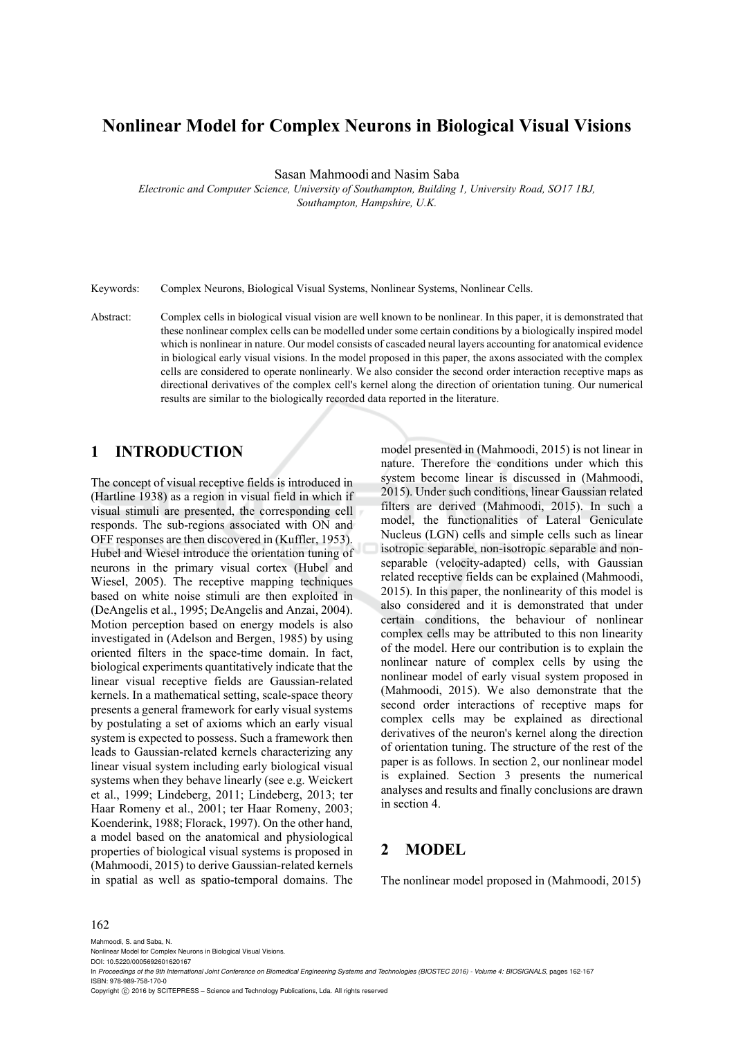# Nonlinear Model for Complex Neurons in Biological Visual Visions

Sasan Mahmoodi and Nasim Saba

*Electronic and Computer Science, University of Southampton, Building 1, University Road, SO17 1BJ, Southampton, Hampshire, U.K.*

Keywords: Complex Neurons, Biological Visual Systems, Nonlinear Systems, Nonlinear Cells.

Abstract: Complex cells in biological visual vision are well known to be nonlinear. In this paper, it is demonstrated that these nonlinear complex cells can be modelled under some certain conditions by a biologically inspired model which is nonlinear in nature. Our model consists of cascaded neural layers accounting for anatomical evidence in biological early visual visions. In the model proposed in this paper, the axons associated with the complex cells are considered to operate nonlinearly. We also consider the second order interaction receptive maps as directional derivatives of the complex cell's kernel along the direction of orientation tuning. Our numerical results are similar to the biologically recorded data reported in the literature.

## 1 INTRODUCTION

The concept of visual receptive fields is introduced in (Hartline 1938) as a region in visual field in which if visual stimuli are presented, the corresponding cell responds. The sub-regions associated with ON and OFF responses are then discovered in (Kuffler, 1953). Hubel and Wiesel introduce the orientation tuning of neurons in the primary visual cortex (Hubel and Wiesel, 2005). The receptive mapping techniques based on white noise stimuli are then exploited in (DeAngelis et al., 1995; DeAngelis and Anzai, 2004). Motion perception based on energy models is also investigated in (Adelson and Bergen, 1985) by using oriented filters in the space-time domain. In fact, biological experiments quantitatively indicate that the linear visual receptive fields are Gaussian-related kernels. In a mathematical setting, scale-space theory presents a general framework for early visual systems by postulating a set of axioms which an early visual system is expected to possess. Such a framework then leads to Gaussian-related kernels characterizing any linear visual system including early biological visual systems when they behave linearly (see e.g. Weickert et al., 1999; Lindeberg, 2011; Lindeberg, 2013; ter Haar Romeny et al., 2001; ter Haar Romeny, 2003; Koenderink, 1988; Florack, 1997). On the other hand, a model based on the anatomical and physiological properties of biological visual systems is proposed in (Mahmoodi, 2015) to derive Gaussian-related kernels in spatial as well as spatio-temporal domains. The model presented in (Mahmoodi, 2015) is not linear in nature. Therefore the conditions under which this system become linear is discussed in (Mahmoodi, 2015). Under such conditions, linear Gaussian related filters are derived (Mahmoodi, 2015). In such a model, the functionalities of Lateral Geniculate Nucleus (LGN) cells and simple cells such as linear isotropic separable, non-isotropic separable and non-separable (velocity-adapted) cells, with Gaussian related receptive fields can be explained (Mahmoodi, 2015). In this paper, the nonlinearity of this model is also considered and it is demonstrated that under certain conditions, the behaviour of nonlinear complex cells may be attributed to this non linearity of the model. Here our contribution is to explain the nonlinear nature of complex cells by using the nonlinear model of early visual system proposed in (Mahmoodi, 2015). We also demonstrate that the second order interactions of receptive maps for complex cells may be explained as directional derivatives of the neuron's kernel along the direction of orientation tuning. The structure of the rest of the paper is as follows. In section 2, our nonlinear model is explained. Section 3 presents the numerical analyses and results and finally conclusions are drawn in section 4.

## 2 MODEL

The nonlinear model proposed in (Mahmoodi, 2015)

Mahmoodi, S. and Saba, N.
Nonlinear Model for Complex Neurons in Biological Visual Visions.
DOI: 10.5220/0005692601620167
In *Proceedings of the 9th International Joint Conference on Biomedical Engineering Systems and Technologies (BIOSTEC 2016) - Volume 4: BIOSIGNALS*, pages 162-167
ISBN: 978-989-758-170-0
Copyright © 2016 by SCITEPRESS – Science and Technology Publications, Lda. All rights reserved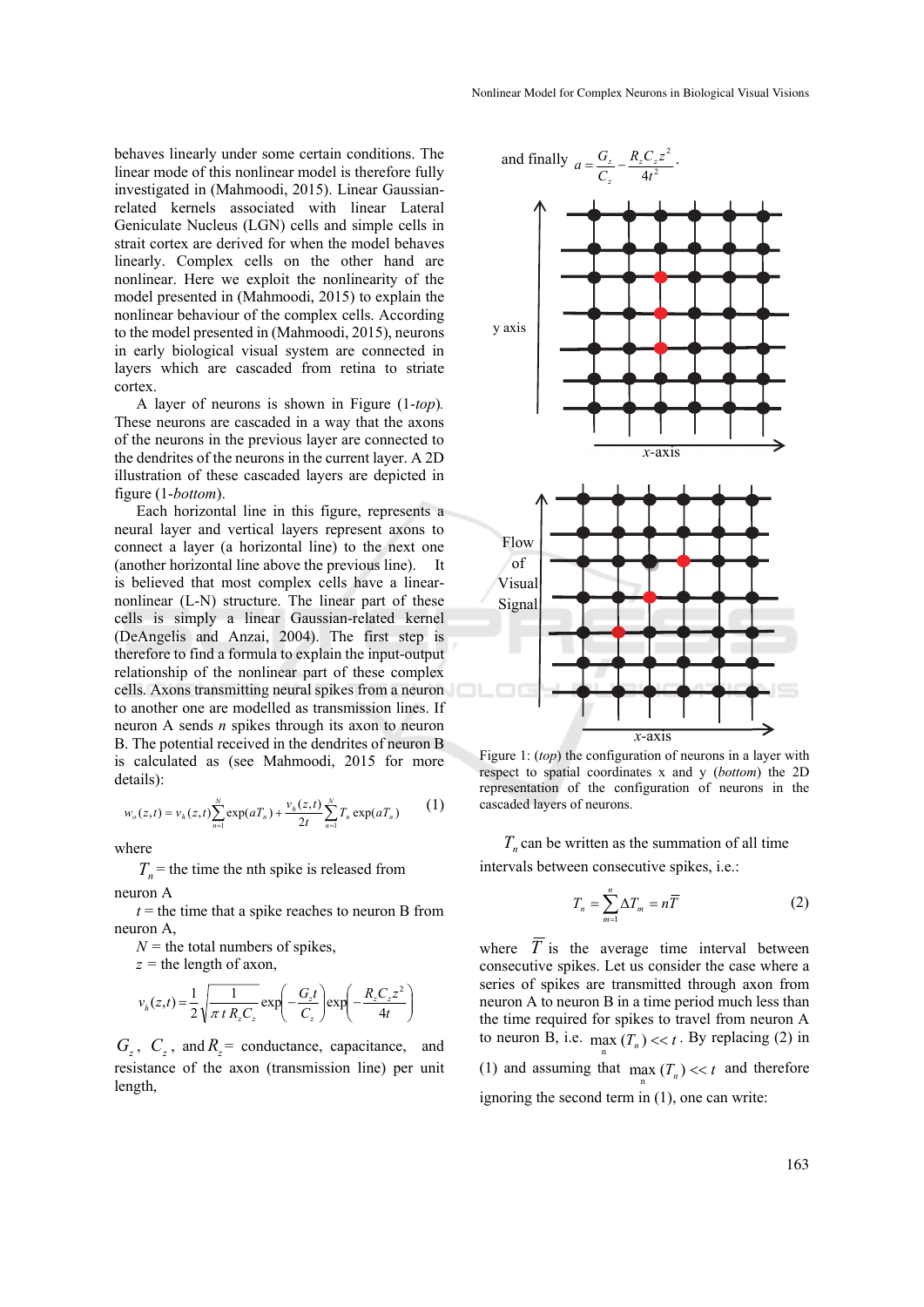behaves linearly under some certain conditions. The linear mode of this nonlinear model is therefore fully investigated in (Mahmoodi, 2015). Linear Gaussian-related kernels associated with linear Lateral Geniculate Nucleus (LGN) cells and simple cells in strait cortex are derived for when the model behaves linearly. Complex cells on the other hand are nonlinear. Here we exploit the nonlinearity of the model presented in (Mahmoodi, 2015) to explain the nonlinear behaviour of the complex cells. According to the model presented in (Mahmoodi, 2015), neurons in early biological visual system are connected in layers which are cascaded from retina to striate cortex.

A layer of neurons is shown in Figure (1-*top*). These neurons are cascaded in a way that the axons of the neurons in the previous layer are connected to the dendrites of the neurons in the current layer. A 2D illustration of these cascaded layers are depicted in figure (1-*bottom*).

Each horizontal line in this figure, represents a neural layer and vertical layers represent axons to connect a layer (a horizontal line) to the next one (another horizontal line above the previous line). It is believed that most complex cells have a linear-nonlinear (L-N) structure. The linear part of these cells is simply a linear Gaussian-related kernel (DeAngelis and Anzai, 2004). The first step is therefore to find a formula to explain the input-output relationship of the nonlinear part of these complex cells. Axons transmitting neural spikes from a neuron to another one are modelled as transmission lines. If neuron A sends $n$ spikes through its axon to neuron B. The potential received in the dendrites of neuron B is calculated as (see Mahmoodi, 2015 for more details):

$$w_a(z,t) = v_h(z,t)\sum_{n=1}^{N}\exp(aT_n) + \frac{v_h(z,t)}{2t}\sum_{n=1}^{N}T_n\exp(aT_n) \tag{1}$$

where

$T_n$ = the time the nth spike is released from neuron A

$t$ = the time that a spike reaches to neuron B from neuron A,

$N$ = the total numbers of spikes,

$z$ = the length of axon,

$$v_h(z,t) = \frac{1}{2}\sqrt{\frac{1}{\pi\, t\, R_z C_z}}\exp\left(-\frac{G_z t}{C_z}\right)\exp\left(-\frac{R_z C_z z^2}{4t}\right)$$

$G_z$, $C_z$, and $R_z$ = conductance, capacitance, and resistance of the axon (transmission line) per unit length,

and finally $a = \frac{G_z}{C_z} - \frac{R_z C_z z^2}{4t^2}$.

Figure 1: (*top*) the configuration of neurons in a layer with respect to spatial coordinates x and y (*bottom*) the 2D representation of the configuration of neurons in the cascaded layers of neurons.

$T_n$ can be written as the summation of all time intervals between consecutive spikes, i.e.:

$$T_n = \sum_{m=1}^{n}\Delta T_m = n\overline{T} \tag{2}$$

where $\overline{T}$ is the average time interval between consecutive spikes. Let us consider the case where a series of spikes are transmitted through axon from neuron A to neuron B in a time period much less than the time required for spikes to travel from neuron A to neuron B, i.e. $\max_n(T_n) << t$. By replacing (2) in (1) and assuming that $\max_n(T_n) << t$ and therefore ignoring the second term in (1), one can write: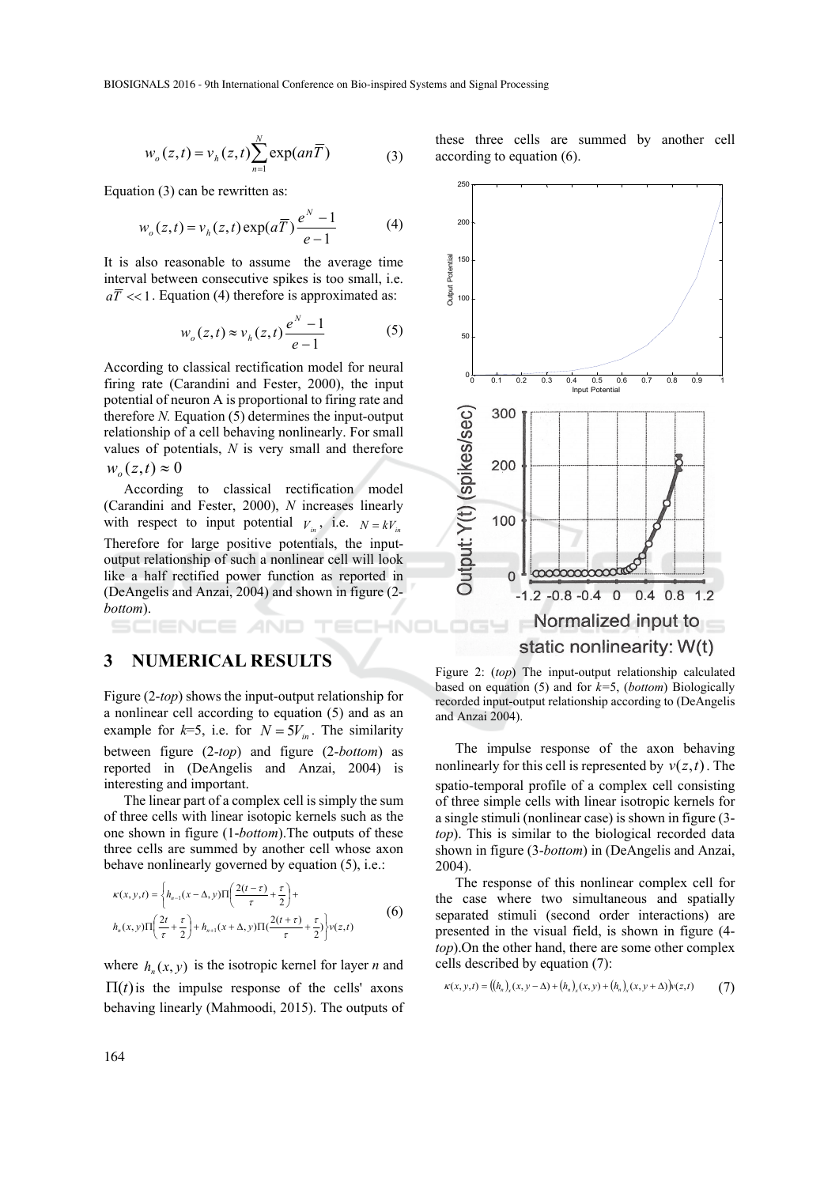$$w_o(z,t) = v_h(z,t)\sum_{n=1}^{N}\exp(an\overline{T}) \tag{3}$$

Equation (3) can be rewritten as:

$$w_o(z,t) = v_h(z,t)\exp(a\overline{T})\frac{e^N - 1}{e - 1} \tag{4}$$

It is also reasonable to assume the average time interval between consecutive spikes is too small, i.e. $a\overline{T} << 1$. Equation (4) therefore is approximated as:

$$w_o(z,t) \approx v_h(z,t)\frac{e^N - 1}{e - 1} \tag{5}$$

According to classical rectification model for neural firing rate (Carandini and Fester, 2000), the input potential of neuron A is proportional to firing rate and therefore *N*. Equation (5) determines the input-output relationship of a cell behaving nonlinearly. For small values of potentials, *N* is very small and therefore $w_o(z,t) \approx 0$

According to classical rectification model (Carandini and Fester, 2000), *N* increases linearly with respect to input potential $V_{in}$, i.e. $N = kV_{in}$ Therefore for large positive potentials, the input-output relationship of such a nonlinear cell will look like a half rectified power function as reported in (DeAngelis and Anzai, 2004) and shown in figure (2-*bottom*).

## 3 NUMERICAL RESULTS

Figure (2-*top*) shows the input-output relationship for a nonlinear cell according to equation (5) and as an example for *k*=5, i.e. for $N = 5V_{in}$. The similarity between figure (2-*top*) and figure (2-*bottom*) as reported in (DeAngelis and Anzai, 2004) is interesting and important.

The linear part of a complex cell is simply the sum of three cells with linear isotropic kernels such as the one shown in figure (1-*bottom*).The outputs of these three cells are summed by another cell whose axon behave nonlinearly governed by equation (5), i.e.:

$$\kappa(x,y,t) = \left\{h_{n-1}(x-\Delta,y)\Pi\left(\frac{2(t-\tau)}{\tau}+\frac{\tau}{2}\right)+ h_n(x,y)\Pi\left(\frac{2t}{\tau}+\frac{\tau}{2}\right)+h_{n+1}(x+\Delta,y)\Pi\left(\frac{2(t+\tau)}{\tau}+\frac{\tau}{2}\right)\right\}v(z,t) \tag{6}$$

where $h_n(x,y)$ is the isotropic kernel for layer *n* and $\Pi(t)$ is the impulse response of the cells' axons behaving linearly (Mahmoodi, 2015). The outputs of these three cells are summed by another cell according to equation (6).

Figure 2: (*top*) The input-output relationship calculated based on equation (5) and for *k*=5, (*bottom*) Biologically recorded input-output relationship according to (DeAngelis and Anzai 2004).

The impulse response of the axon behaving nonlinearly for this cell is represented by $v(z,t)$. The spatio-temporal profile of a complex cell consisting of three simple cells with linear isotropic kernels for a single stimuli (nonlinear case) is shown in figure (3-*top*). This is similar to the biological recorded data shown in figure (3-*bottom*) in (DeAngelis and Anzai, 2004).

The response of this nonlinear complex cell for the case where two simultaneous and spatially separated stimuli (second order interactions) are presented in the visual field, is shown in figure (4-*top*).On the other hand, there are some other complex cells described by equation (7):

$$\kappa(x,y,t) = \left((h_n)_x(x,y-\Delta)+(h_n)_x(x,y)+(h_n)_x(x,y+\Delta)\right)v(z,t) \tag{7}$$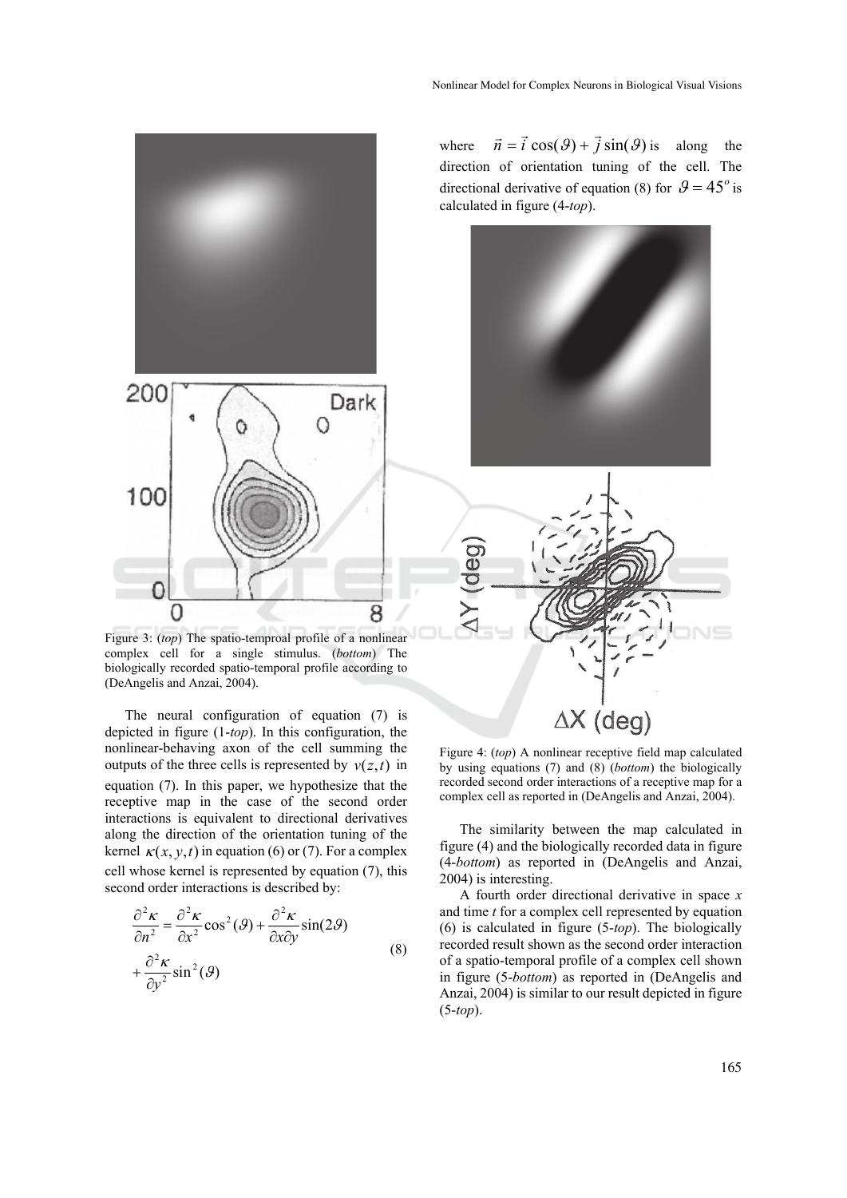Figure 3: (*top*) The spatio-temproal profile of a nonlinear complex cell for a single stimulus. (*bottom*) The biologically recorded spatio-temporal profile according to (DeAngelis and Anzai, 2004).

The neural configuration of equation (7) is depicted in figure (1-*top*). In this configuration, the nonlinear-behaving axon of the cell summing the outputs of the three cells is represented by $v(z,t)$ in equation (7). In this paper, we hypothesize that the receptive map in the case of the second order interactions is equivalent to directional derivatives along the direction of the orientation tuning of the kernel $\kappa(x,y,t)$ in equation (6) or (7). For a complex cell whose kernel is represented by equation (7), this second order interactions is described by:

$$\frac{\partial^2 \kappa}{\partial n^2} = \frac{\partial^2 \kappa}{\partial x^2}\cos^2(\vartheta) + \frac{\partial^2 \kappa}{\partial x \partial y}\sin(2\vartheta) + \frac{\partial^2 \kappa}{\partial y^2}\sin^2(\vartheta) \tag{8}$$

where $\vec{n} = \vec{i}\cos(\vartheta) + \vec{j}\sin(\vartheta)$ is along the direction of orientation tuning of the cell. The directional derivative of equation (8) for $\vartheta = 45^o$ is calculated in figure (4-*top*).

Figure 4: (*top*) A nonlinear receptive field map calculated by using equations (7) and (8) (*bottom*) the biologically recorded second order interactions of a receptive map for a complex cell as reported in (DeAngelis and Anzai, 2004).

The similarity between the map calculated in figure (4) and the biologically recorded data in figure (4-*bottom*) as reported in (DeAngelis and Anzai, 2004) is interesting.

A fourth order directional derivative in space $x$ and time $t$ for a complex cell represented by equation (6) is calculated in figure (5-*top*). The biologically recorded result shown as the second order interaction of a spatio-temporal profile of a complex cell shown in figure (5-*bottom*) as reported in (DeAngelis and Anzai, 2004) is similar to our result depicted in figure (5-*top*).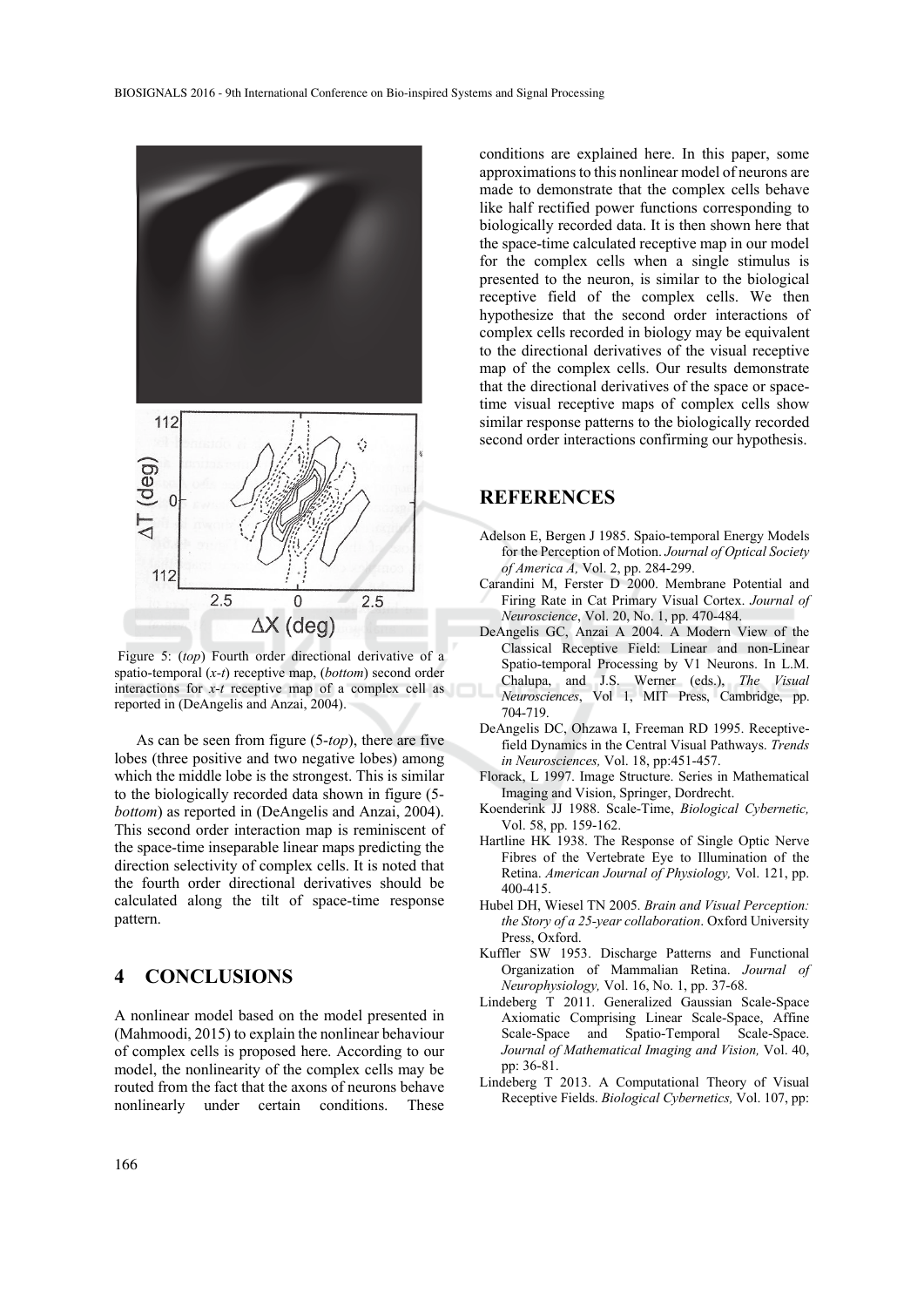Figure 5: (*top*) Fourth order directional derivative of a spatio-temporal (*x-t*) receptive map, (*bottom*) second order interactions for *x-t* receptive map of a complex cell as reported in (DeAngelis and Anzai, 2004).

As can be seen from figure (5-*top*), there are five lobes (three positive and two negative lobes) among which the middle lobe is the strongest. This is similar to the biologically recorded data shown in figure (5-*bottom*) as reported in (DeAngelis and Anzai, 2004). This second order interaction map is reminiscent of the space-time inseparable linear maps predicting the direction selectivity of complex cells. It is noted that the fourth order directional derivatives should be calculated along the tilt of space-time response pattern.

## 4 CONCLUSIONS

A nonlinear model based on the model presented in (Mahmoodi, 2015) to explain the nonlinear behaviour of complex cells is proposed here. According to our model, the nonlinearity of the complex cells may be routed from the fact that the axons of neurons behave nonlinearly under certain conditions. These conditions are explained here. In this paper, some approximations to this nonlinear model of neurons are made to demonstrate that the complex cells behave like half rectified power functions corresponding to biologically recorded data. It is then shown here that the space-time calculated receptive map in our model for the complex cells when a single stimulus is presented to the neuron, is similar to the biological receptive field of the complex cells. We then hypothesize that the second order interactions of complex cells recorded in biology may be equivalent to the directional derivatives of the visual receptive map of the complex cells. Our results demonstrate that the directional derivatives of the space or space-time visual receptive maps of complex cells show similar response patterns to the biologically recorded second order interactions confirming our hypothesis.

## REFERENCES

Adelson E, Bergen J 1985. Spaio-temporal Energy Models for the Perception of Motion. *Journal of Optical Society of America A,* Vol. 2, pp. 284-299.

Carandini M, Ferster D 2000. Membrane Potential and Firing Rate in Cat Primary Visual Cortex. *Journal of Neuroscience*, Vol. 20, No. 1, pp. 470-484.

DeAngelis GC, Anzai A 2004. A Modern View of the Classical Receptive Field: Linear and non-Linear Spatio-temporal Processing by V1 Neurons. In L.M. Chalupa, and J.S. Werner (eds.), *The Visual Neurosciences*, Vol 1, MIT Press, Cambridge, pp. 704-719.

DeAngelis DC, Ohzawa I, Freeman RD 1995. Receptive-field Dynamics in the Central Visual Pathways. *Trends in Neurosciences,* Vol. 18, pp:451-457.

Florack, L 1997. Image Structure. Series in Mathematical Imaging and Vision, Springer, Dordrecht.

Koenderink JJ 1988. Scale-Time, *Biological Cybernetic,* Vol. 58, pp. 159-162.

Hartline HK 1938. The Response of Single Optic Nerve Fibres of the Vertebrate Eye to Illumination of the Retina. *American Journal of Physiology,* Vol. 121, pp. 400-415.

Hubel DH, Wiesel TN 2005. *Brain and Visual Perception: the Story of a 25-year collaboration*. Oxford University Press, Oxford.

Kuffler SW 1953. Discharge Patterns and Functional Organization of Mammalian Retina. *Journal of Neurophysiology,* Vol. 16, No. 1, pp. 37-68.

Lindeberg T 2011. Generalized Gaussian Scale-Space Axiomatic Comprising Linear Scale-Space, Affine Scale-Space and Spatio-Temporal Scale-Space. *Journal of Mathematical Imaging and Vision,* Vol. 40, pp: 36-81.

Lindeberg T 2013. A Computational Theory of Visual Receptive Fields. *Biological Cybernetics,* Vol. 107, pp: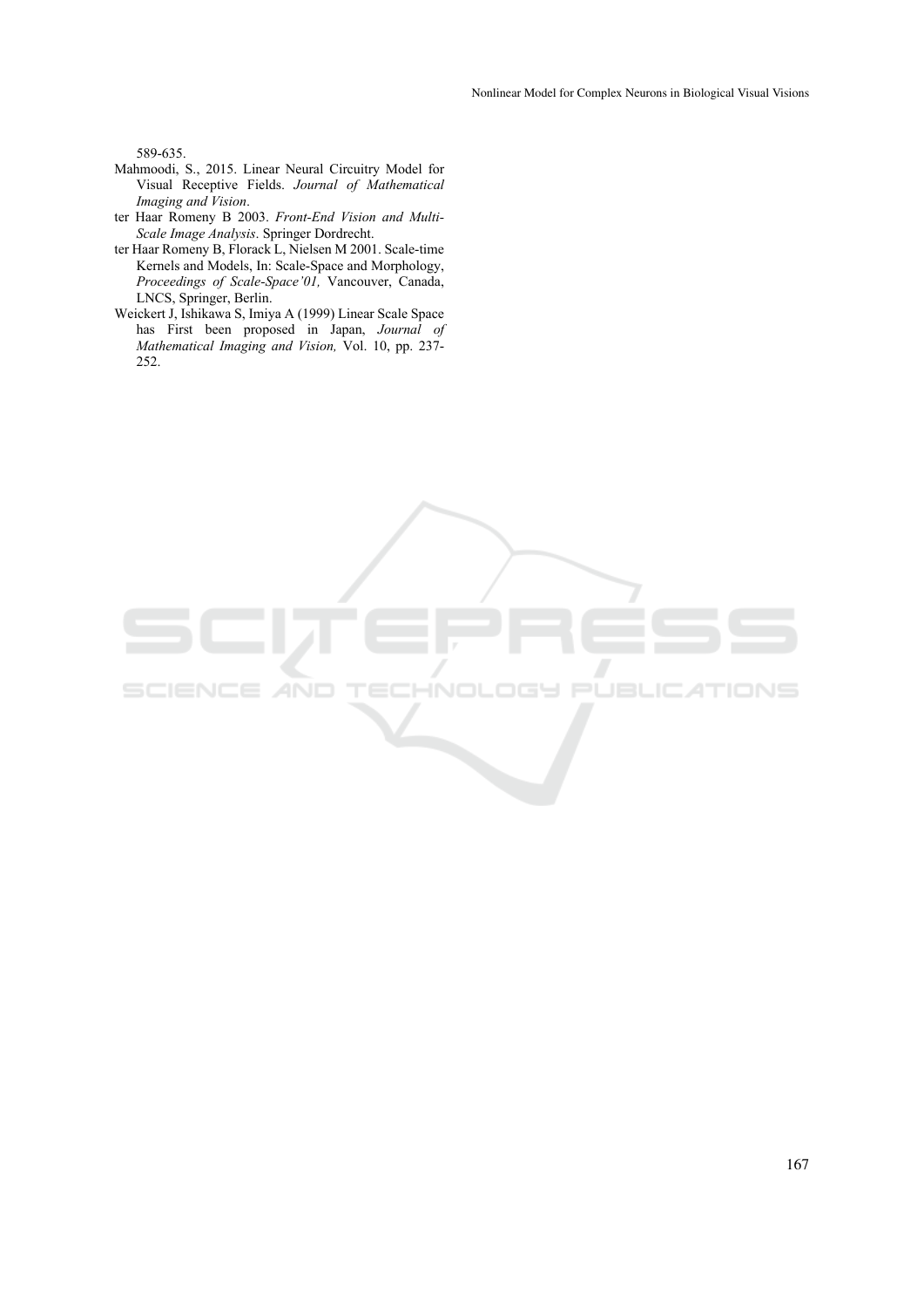589-635.

Mahmoodi, S., 2015. Linear Neural Circuitry Model for Visual Receptive Fields. *Journal of Mathematical Imaging and Vision*.

ter Haar Romeny B 2003. *Front-End Vision and Multi-Scale Image Analysis*. Springer Dordrecht.

ter Haar Romeny B, Florack L, Nielsen M 2001. Scale-time Kernels and Models, In: Scale-Space and Morphology, *Proceedings of Scale-Space'01,* Vancouver, Canada, LNCS, Springer, Berlin.

Weickert J, Ishikawa S, Imiya A (1999) Linear Scale Space has First been proposed in Japan, *Journal of Mathematical Imaging and Vision,* Vol. 10, pp. 237-252.